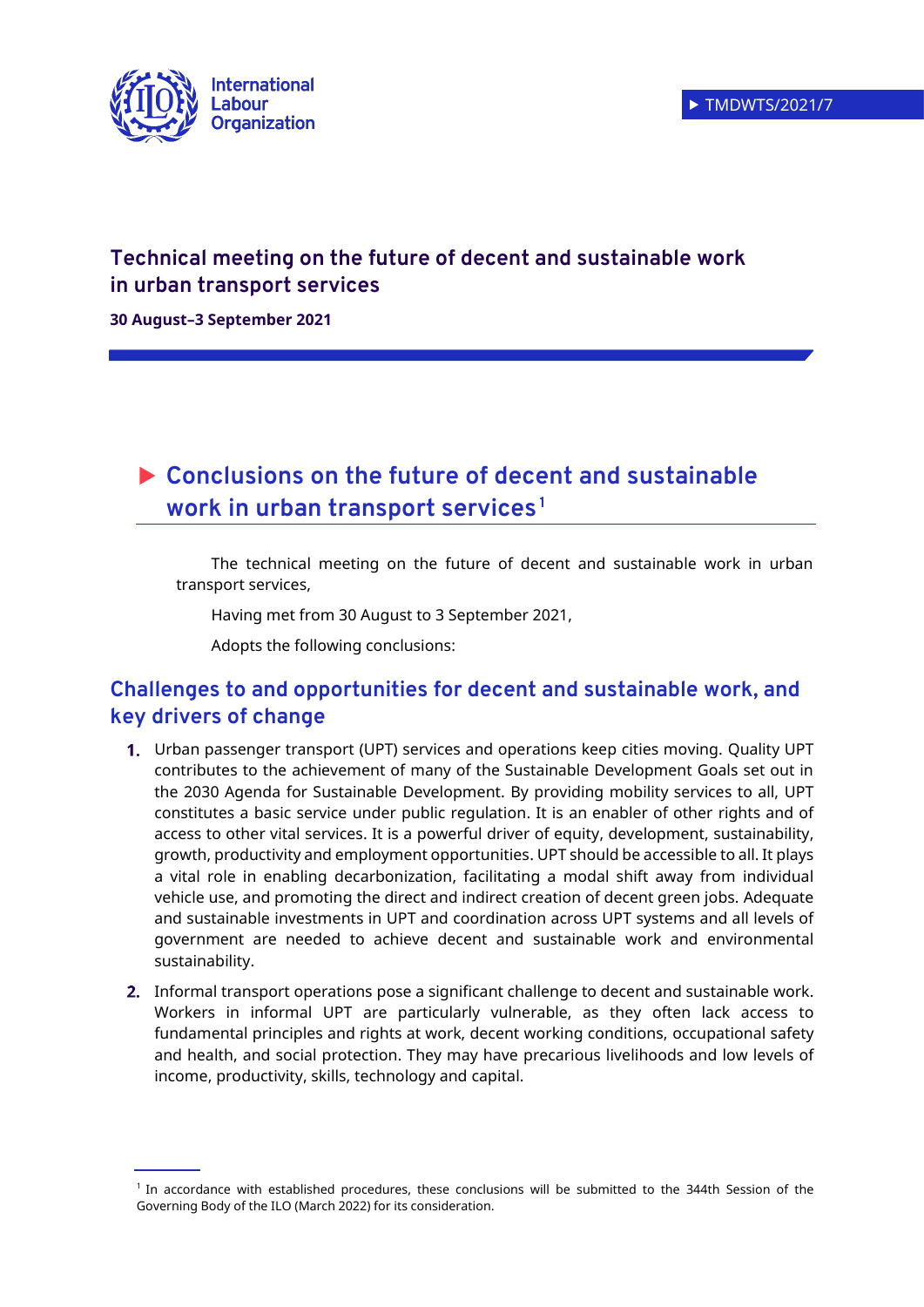International Labour Organization

TMDWTS/2021/7

# Technical meeting on the future of decent and sustainable work in urban transport services

**30 August–3 September 2021**

## Conclusions on the future of decent and sustainable work in urban transport services[1]

The technical meeting on the future of decent and sustainable work in urban transport services,

Having met from 30 August to 3 September 2021,

Adopts the following conclusions:

## Challenges to and opportunities for decent and sustainable work, and key drivers of change

1. Urban passenger transport (UPT) services and operations keep cities moving. Quality UPT contributes to the achievement of many of the Sustainable Development Goals set out in the 2030 Agenda for Sustainable Development. By providing mobility services to all, UPT constitutes a basic service under public regulation. It is an enabler of other rights and of access to other vital services. It is a powerful driver of equity, development, sustainability, growth, productivity and employment opportunities. UPT should be accessible to all. It plays a vital role in enabling decarbonization, facilitating a modal shift away from individual vehicle use, and promoting the direct and indirect creation of decent green jobs. Adequate and sustainable investments in UPT and coordination across UPT systems and all levels of government are needed to achieve decent and sustainable work and environmental sustainability.

2. Informal transport operations pose a significant challenge to decent and sustainable work. Workers in informal UPT are particularly vulnerable, as they often lack access to fundamental principles and rights at work, decent working conditions, occupational safety and health, and social protection. They may have precarious livelihoods and low levels of income, productivity, skills, technology and capital.

[1] In accordance with established procedures, these conclusions will be submitted to the 344th Session of the Governing Body of the ILO (March 2022) for its consideration.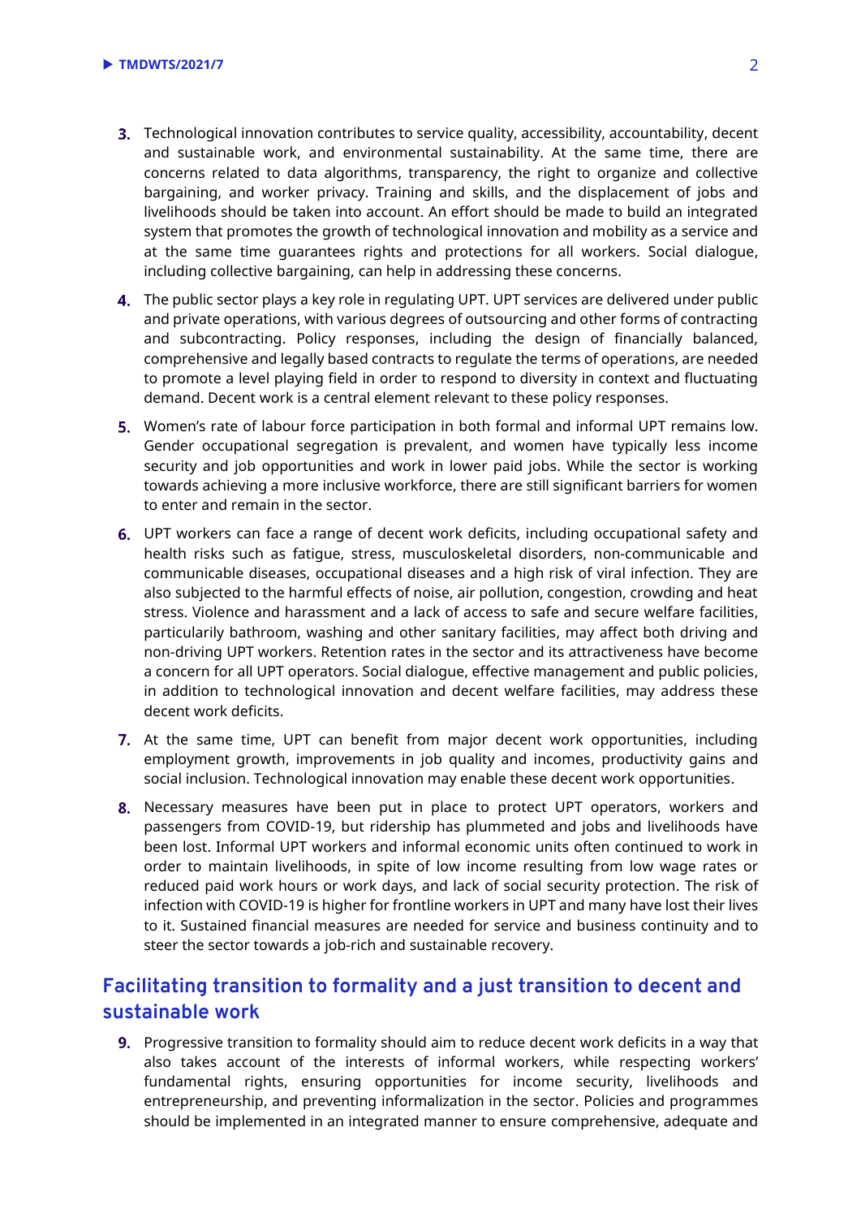3. Technological innovation contributes to service quality, accessibility, accountability, decent and sustainable work, and environmental sustainability. At the same time, there are concerns related to data algorithms, transparency, the right to organize and collective bargaining, and worker privacy. Training and skills, and the displacement of jobs and livelihoods should be taken into account. An effort should be made to build an integrated system that promotes the growth of technological innovation and mobility as a service and at the same time guarantees rights and protections for all workers. Social dialogue, including collective bargaining, can help in addressing these concerns.

4. The public sector plays a key role in regulating UPT. UPT services are delivered under public and private operations, with various degrees of outsourcing and other forms of contracting and subcontracting. Policy responses, including the design of financially balanced, comprehensive and legally based contracts to regulate the terms of operations, are needed to promote a level playing field in order to respond to diversity in context and fluctuating demand. Decent work is a central element relevant to these policy responses.

5. Women's rate of labour force participation in both formal and informal UPT remains low. Gender occupational segregation is prevalent, and women have typically less income security and job opportunities and work in lower paid jobs. While the sector is working towards achieving a more inclusive workforce, there are still significant barriers for women to enter and remain in the sector.

6. UPT workers can face a range of decent work deficits, including occupational safety and health risks such as fatigue, stress, musculoskeletal disorders, non-communicable and communicable diseases, occupational diseases and a high risk of viral infection. They are also subjected to the harmful effects of noise, air pollution, congestion, crowding and heat stress. Violence and harassment and a lack of access to safe and secure welfare facilities, particularily bathroom, washing and other sanitary facilities, may affect both driving and non-driving UPT workers. Retention rates in the sector and its attractiveness have become a concern for all UPT operators. Social dialogue, effective management and public policies, in addition to technological innovation and decent welfare facilities, may address these decent work deficits.

7. At the same time, UPT can benefit from major decent work opportunities, including employment growth, improvements in job quality and incomes, productivity gains and social inclusion. Technological innovation may enable these decent work opportunities.

8. Necessary measures have been put in place to protect UPT operators, workers and passengers from COVID-19, but ridership has plummeted and jobs and livelihoods have been lost. Informal UPT workers and informal economic units often continued to work in order to maintain livelihoods, in spite of low income resulting from low wage rates or reduced paid work hours or work days, and lack of social security protection. The risk of infection with COVID-19 is higher for frontline workers in UPT and many have lost their lives to it. Sustained financial measures are needed for service and business continuity and to steer the sector towards a job-rich and sustainable recovery.

## Facilitating transition to formality and a just transition to decent and sustainable work

9. Progressive transition to formality should aim to reduce decent work deficits in a way that also takes account of the interests of informal workers, while respecting workers' fundamental rights, ensuring opportunities for income security, livelihoods and entrepreneurship, and preventing informalization in the sector. Policies and programmes should be implemented in an integrated manner to ensure comprehensive, adequate and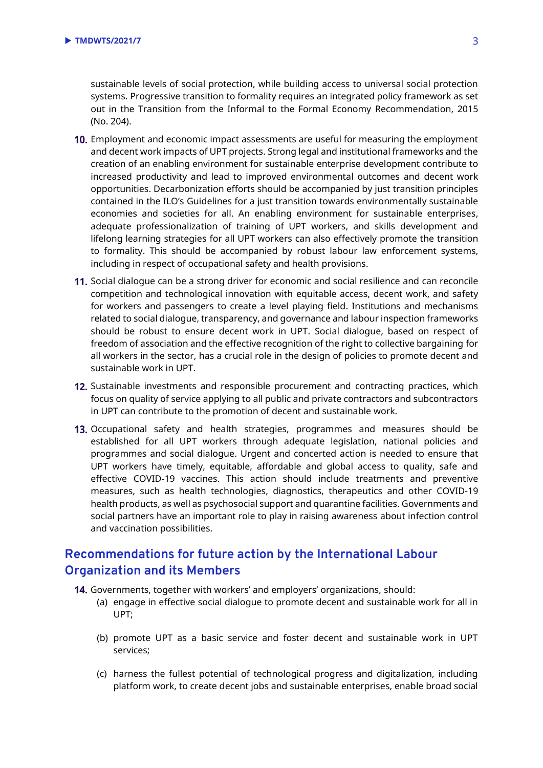sustainable levels of social protection, while building access to universal social protection systems. Progressive transition to formality requires an integrated policy framework as set out in the Transition from the Informal to the Formal Economy Recommendation, 2015 (No. 204).

**10.** Employment and economic impact assessments are useful for measuring the employment and decent work impacts of UPT projects. Strong legal and institutional frameworks and the creation of an enabling environment for sustainable enterprise development contribute to increased productivity and lead to improved environmental outcomes and decent work opportunities. Decarbonization efforts should be accompanied by just transition principles contained in the ILO's Guidelines for a just transition towards environmentally sustainable economies and societies for all. An enabling environment for sustainable enterprises, adequate professionalization of training of UPT workers, and skills development and lifelong learning strategies for all UPT workers can also effectively promote the transition to formality. This should be accompanied by robust labour law enforcement systems, including in respect of occupational safety and health provisions.

**11.** Social dialogue can be a strong driver for economic and social resilience and can reconcile competition and technological innovation with equitable access, decent work, and safety for workers and passengers to create a level playing field. Institutions and mechanisms related to social dialogue, transparency, and governance and labour inspection frameworks should be robust to ensure decent work in UPT. Social dialogue, based on respect of freedom of association and the effective recognition of the right to collective bargaining for all workers in the sector, has a crucial role in the design of policies to promote decent and sustainable work in UPT.

**12.** Sustainable investments and responsible procurement and contracting practices, which focus on quality of service applying to all public and private contractors and subcontractors in UPT can contribute to the promotion of decent and sustainable work.

**13.** Occupational safety and health strategies, programmes and measures should be established for all UPT workers through adequate legislation, national policies and programmes and social dialogue. Urgent and concerted action is needed to ensure that UPT workers have timely, equitable, affordable and global access to quality, safe and effective COVID-19 vaccines. This action should include treatments and preventive measures, such as health technologies, diagnostics, therapeutics and other COVID-19 health products, as well as psychosocial support and quarantine facilities. Governments and social partners have an important role to play in raising awareness about infection control and vaccination possibilities.

## Recommendations for future action by the International Labour Organization and its Members

**14.** Governments, together with workers' and employers' organizations, should:

(a) engage in effective social dialogue to promote decent and sustainable work for all in UPT;

(b) promote UPT as a basic service and foster decent and sustainable work in UPT services;

(c) harness the fullest potential of technological progress and digitalization, including platform work, to create decent jobs and sustainable enterprises, enable broad social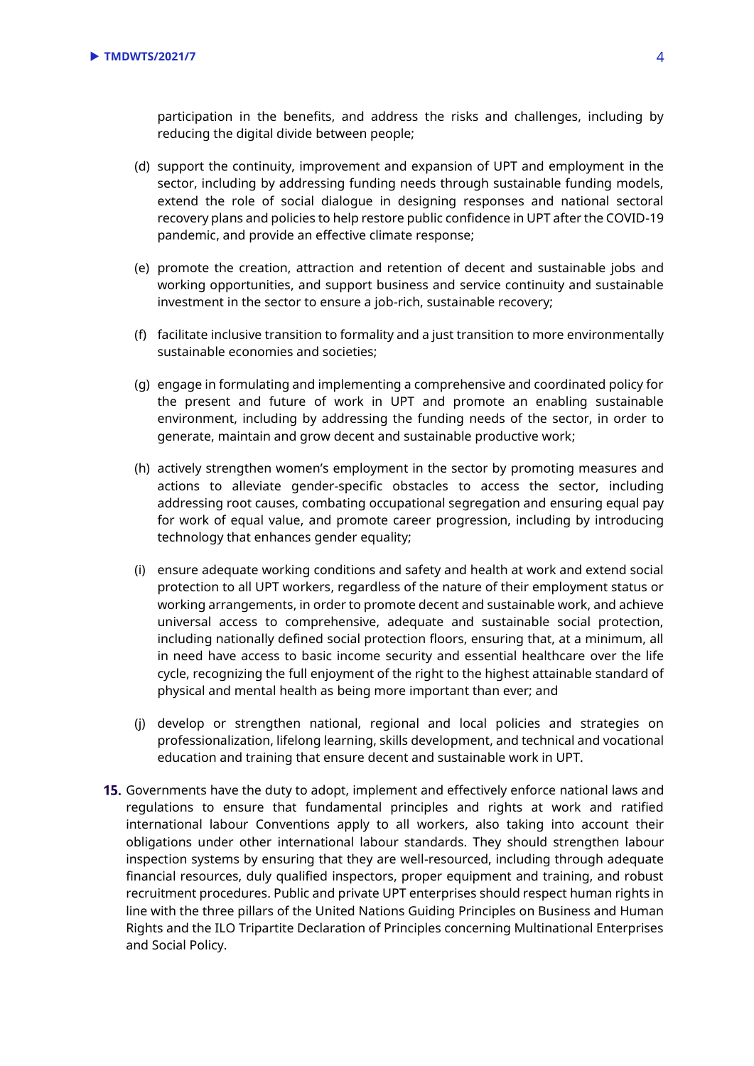participation in the benefits, and address the risks and challenges, including by reducing the digital divide between people;

(d) support the continuity, improvement and expansion of UPT and employment in the sector, including by addressing funding needs through sustainable funding models, extend the role of social dialogue in designing responses and national sectoral recovery plans and policies to help restore public confidence in UPT after the COVID-19 pandemic, and provide an effective climate response;

(e) promote the creation, attraction and retention of decent and sustainable jobs and working opportunities, and support business and service continuity and sustainable investment in the sector to ensure a job-rich, sustainable recovery;

(f) facilitate inclusive transition to formality and a just transition to more environmentally sustainable economies and societies;

(g) engage in formulating and implementing a comprehensive and coordinated policy for the present and future of work in UPT and promote an enabling sustainable environment, including by addressing the funding needs of the sector, in order to generate, maintain and grow decent and sustainable productive work;

(h) actively strengthen women's employment in the sector by promoting measures and actions to alleviate gender-specific obstacles to access the sector, including addressing root causes, combating occupational segregation and ensuring equal pay for work of equal value, and promote career progression, including by introducing technology that enhances gender equality;

(i) ensure adequate working conditions and safety and health at work and extend social protection to all UPT workers, regardless of the nature of their employment status or working arrangements, in order to promote decent and sustainable work, and achieve universal access to comprehensive, adequate and sustainable social protection, including nationally defined social protection floors, ensuring that, at a minimum, all in need have access to basic income security and essential healthcare over the life cycle, recognizing the full enjoyment of the right to the highest attainable standard of physical and mental health as being more important than ever; and

(j) develop or strengthen national, regional and local policies and strategies on professionalization, lifelong learning, skills development, and technical and vocational education and training that ensure decent and sustainable work in UPT.

**15.** Governments have the duty to adopt, implement and effectively enforce national laws and regulations to ensure that fundamental principles and rights at work and ratified international labour Conventions apply to all workers, also taking into account their obligations under other international labour standards. They should strengthen labour inspection systems by ensuring that they are well-resourced, including through adequate financial resources, duly qualified inspectors, proper equipment and training, and robust recruitment procedures. Public and private UPT enterprises should respect human rights in line with the three pillars of the United Nations Guiding Principles on Business and Human Rights and the ILO Tripartite Declaration of Principles concerning Multinational Enterprises and Social Policy.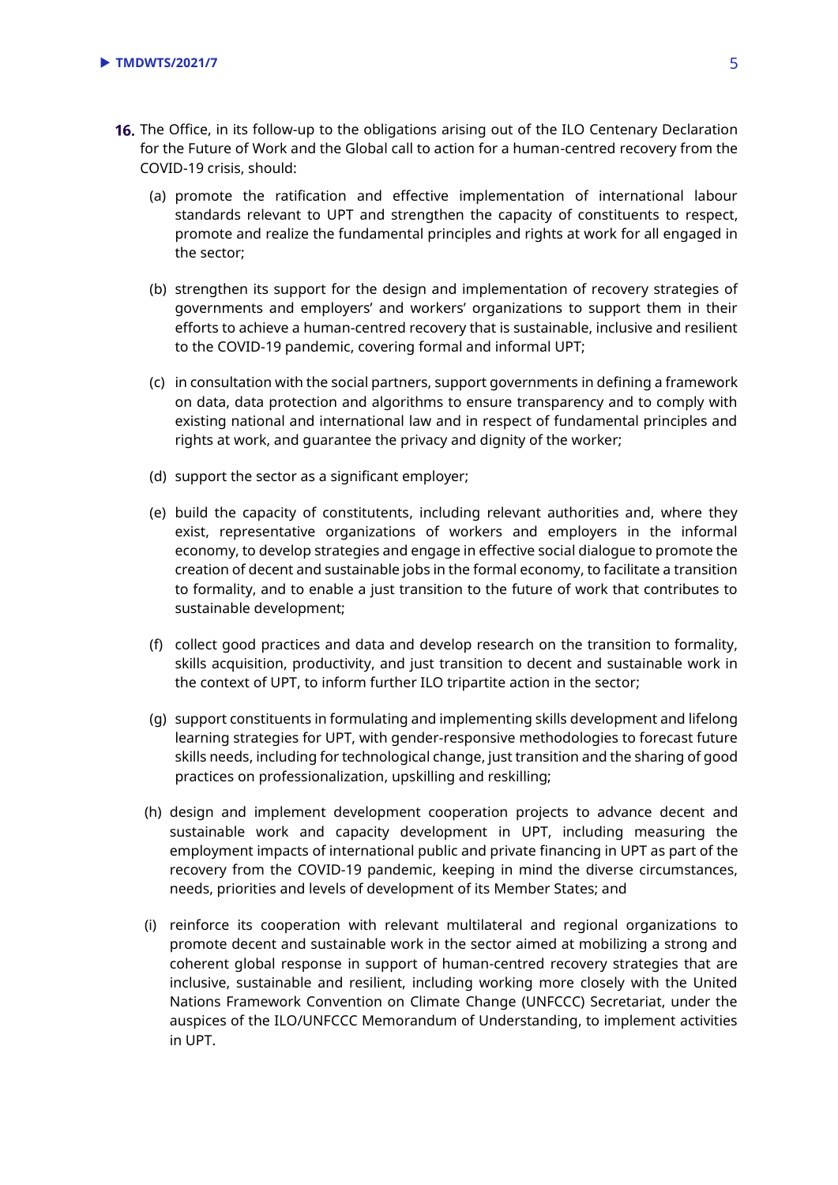16. The Office, in its follow-up to the obligations arising out of the ILO Centenary Declaration for the Future of Work and the Global call to action for a human-centred recovery from the COVID-19 crisis, should:

    (a) promote the ratification and effective implementation of international labour standards relevant to UPT and strengthen the capacity of constituents to respect, promote and realize the fundamental principles and rights at work for all engaged in the sector;

    (b) strengthen its support for the design and implementation of recovery strategies of governments and employers' and workers' organizations to support them in their efforts to achieve a human-centred recovery that is sustainable, inclusive and resilient to the COVID-19 pandemic, covering formal and informal UPT;

    (c) in consultation with the social partners, support governments in defining a framework on data, data protection and algorithms to ensure transparency and to comply with existing national and international law and in respect of fundamental principles and rights at work, and guarantee the privacy and dignity of the worker;

    (d) support the sector as a significant employer;

    (e) build the capacity of constitutents, including relevant authorities and, where they exist, representative organizations of workers and employers in the informal economy, to develop strategies and engage in effective social dialogue to promote the creation of decent and sustainable jobs in the formal economy, to facilitate a transition to formality, and to enable a just transition to the future of work that contributes to sustainable development;

    (f) collect good practices and data and develop research on the transition to formality, skills acquisition, productivity, and just transition to decent and sustainable work in the context of UPT, to inform further ILO tripartite action in the sector;

    (g) support constituents in formulating and implementing skills development and lifelong learning strategies for UPT, with gender-responsive methodologies to forecast future skills needs, including for technological change, just transition and the sharing of good practices on professionalization, upskilling and reskilling;

    (h) design and implement development cooperation projects to advance decent and sustainable work and capacity development in UPT, including measuring the employment impacts of international public and private financing in UPT as part of the recovery from the COVID-19 pandemic, keeping in mind the diverse circumstances, needs, priorities and levels of development of its Member States; and

    (i) reinforce its cooperation with relevant multilateral and regional organizations to promote decent and sustainable work in the sector aimed at mobilizing a strong and coherent global response in support of human-centred recovery strategies that are inclusive, sustainable and resilient, including working more closely with the United Nations Framework Convention on Climate Change (UNFCCC) Secretariat, under the auspices of the ILO/UNFCCC Memorandum of Understanding, to implement activities in UPT.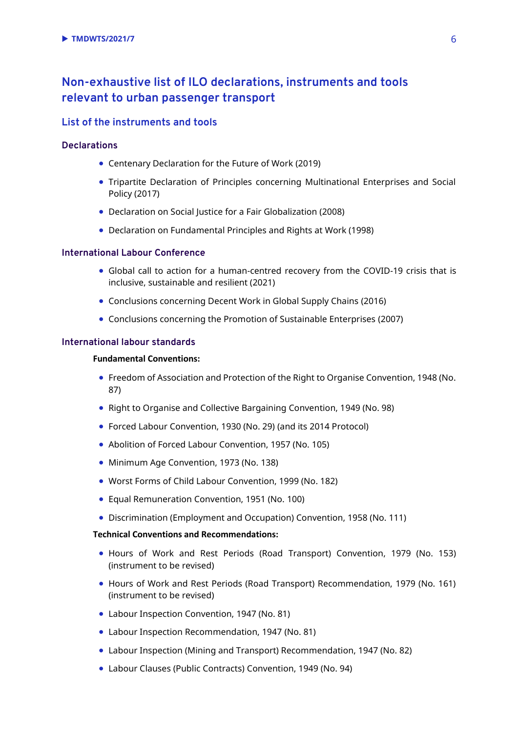## Non-exhaustive list of ILO declarations, instruments and tools relevant to urban passenger transport

### List of the instruments and tools

#### Declarations

- Centenary Declaration for the Future of Work (2019)
- Tripartite Declaration of Principles concerning Multinational Enterprises and Social Policy (2017)
- Declaration on Social Justice for a Fair Globalization (2008)
- Declaration on Fundamental Principles and Rights at Work (1998)

#### International Labour Conference

- Global call to action for a human-centred recovery from the COVID-19 crisis that is inclusive, sustainable and resilient (2021)
- Conclusions concerning Decent Work in Global Supply Chains (2016)
- Conclusions concerning the Promotion of Sustainable Enterprises (2007)

#### International labour standards

**Fundamental Conventions:**

- Freedom of Association and Protection of the Right to Organise Convention, 1948 (No. 87)
- Right to Organise and Collective Bargaining Convention, 1949 (No. 98)
- Forced Labour Convention, 1930 (No. 29) (and its 2014 Protocol)
- Abolition of Forced Labour Convention, 1957 (No. 105)
- Minimum Age Convention, 1973 (No. 138)
- Worst Forms of Child Labour Convention, 1999 (No. 182)
- Equal Remuneration Convention, 1951 (No. 100)
- Discrimination (Employment and Occupation) Convention, 1958 (No. 111)

**Technical Conventions and Recommendations:**

- Hours of Work and Rest Periods (Road Transport) Convention, 1979 (No. 153) (instrument to be revised)
- Hours of Work and Rest Periods (Road Transport) Recommendation, 1979 (No. 161) (instrument to be revised)
- Labour Inspection Convention, 1947 (No. 81)
- Labour Inspection Recommendation, 1947 (No. 81)
- Labour Inspection (Mining and Transport) Recommendation, 1947 (No. 82)
- Labour Clauses (Public Contracts) Convention, 1949 (No. 94)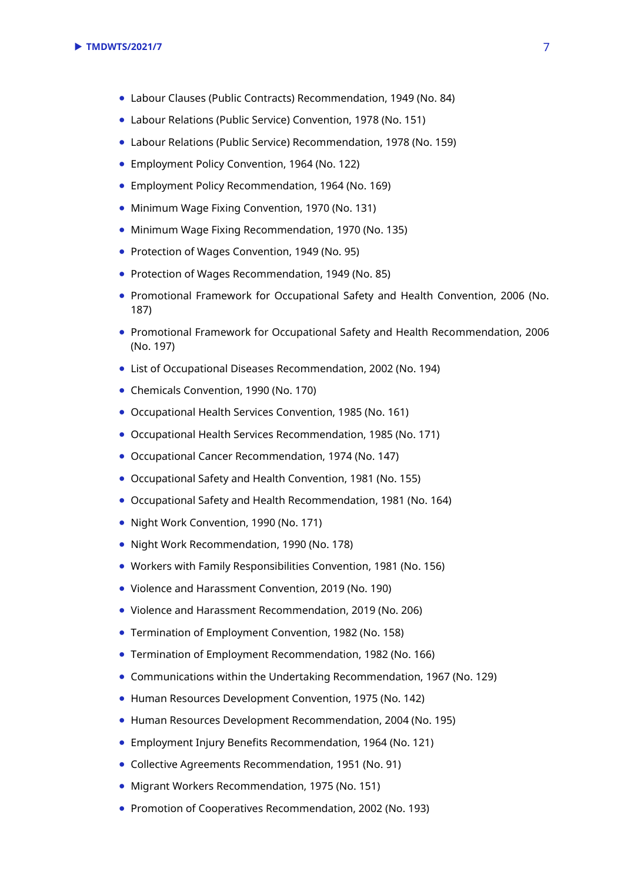- Labour Clauses (Public Contracts) Recommendation, 1949 (No. 84)
- Labour Relations (Public Service) Convention, 1978 (No. 151)
- Labour Relations (Public Service) Recommendation, 1978 (No. 159)
- Employment Policy Convention, 1964 (No. 122)
- Employment Policy Recommendation, 1964 (No. 169)
- Minimum Wage Fixing Convention, 1970 (No. 131)
- Minimum Wage Fixing Recommendation, 1970 (No. 135)
- Protection of Wages Convention, 1949 (No. 95)
- Protection of Wages Recommendation, 1949 (No. 85)
- Promotional Framework for Occupational Safety and Health Convention, 2006 (No. 187)
- Promotional Framework for Occupational Safety and Health Recommendation, 2006 (No. 197)
- List of Occupational Diseases Recommendation, 2002 (No. 194)
- Chemicals Convention, 1990 (No. 170)
- Occupational Health Services Convention, 1985 (No. 161)
- Occupational Health Services Recommendation, 1985 (No. 171)
- Occupational Cancer Recommendation, 1974 (No. 147)
- Occupational Safety and Health Convention, 1981 (No. 155)
- Occupational Safety and Health Recommendation, 1981 (No. 164)
- Night Work Convention, 1990 (No. 171)
- Night Work Recommendation, 1990 (No. 178)
- Workers with Family Responsibilities Convention, 1981 (No. 156)
- Violence and Harassment Convention, 2019 (No. 190)
- Violence and Harassment Recommendation, 2019 (No. 206)
- Termination of Employment Convention, 1982 (No. 158)
- Termination of Employment Recommendation, 1982 (No. 166)
- Communications within the Undertaking Recommendation, 1967 (No. 129)
- Human Resources Development Convention, 1975 (No. 142)
- Human Resources Development Recommendation, 2004 (No. 195)
- Employment Injury Benefits Recommendation, 1964 (No. 121)
- Collective Agreements Recommendation, 1951 (No. 91)
- Migrant Workers Recommendation, 1975 (No. 151)
- Promotion of Cooperatives Recommendation, 2002 (No. 193)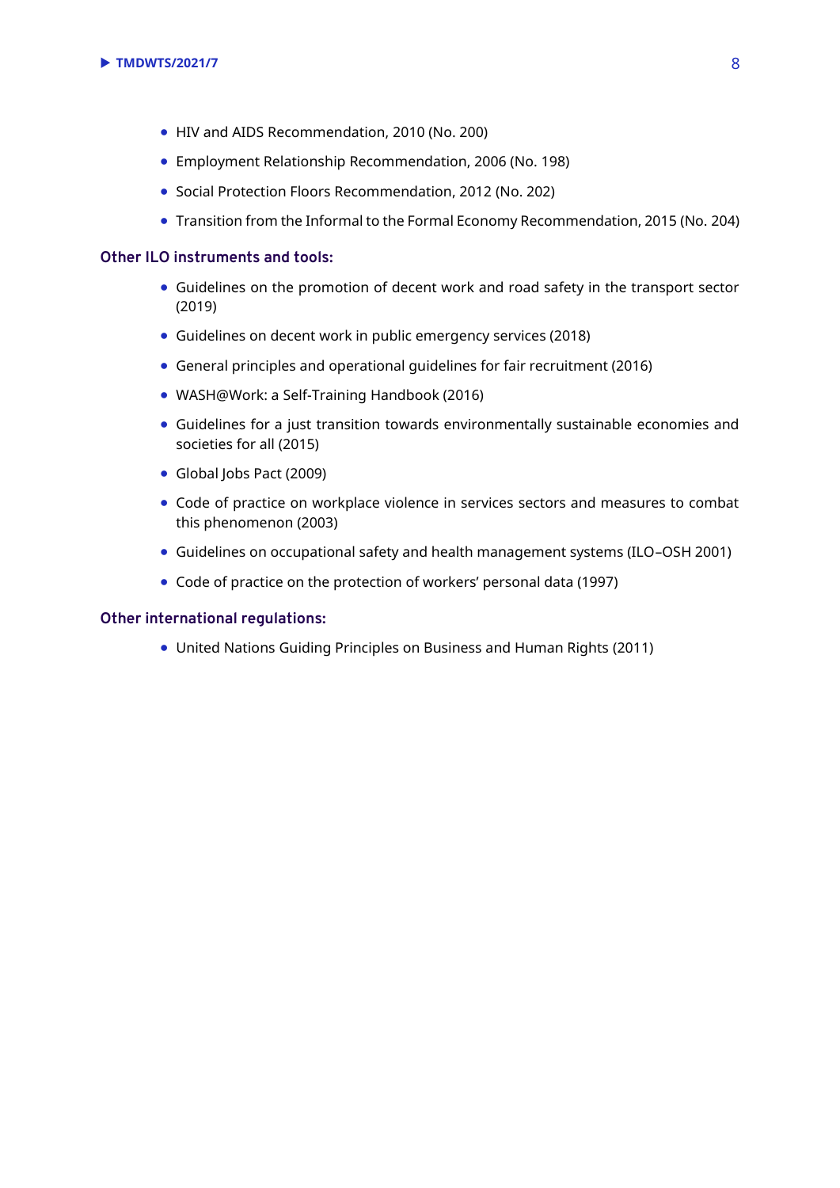- HIV and AIDS Recommendation, 2010 (No. 200)
- Employment Relationship Recommendation, 2006 (No. 198)
- Social Protection Floors Recommendation, 2012 (No. 202)
- Transition from the Informal to the Formal Economy Recommendation, 2015 (No. 204)

### Other ILO instruments and tools:

- Guidelines on the promotion of decent work and road safety in the transport sector (2019)
- Guidelines on decent work in public emergency services (2018)
- General principles and operational guidelines for fair recruitment (2016)
- WASH@Work: a Self-Training Handbook (2016)
- Guidelines for a just transition towards environmentally sustainable economies and societies for all (2015)
- Global Jobs Pact (2009)
- Code of practice on workplace violence in services sectors and measures to combat this phenomenon (2003)
- Guidelines on occupational safety and health management systems (ILO–OSH 2001)
- Code of practice on the protection of workers' personal data (1997)

### Other international regulations:

- United Nations Guiding Principles on Business and Human Rights (2011)